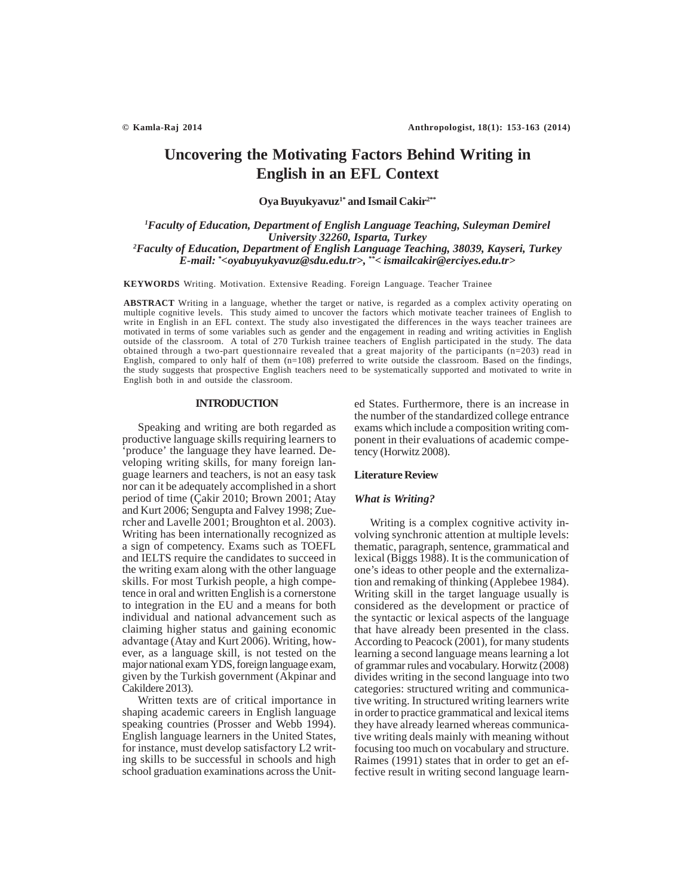# Uncovering the Motivating Factors Behind Writing in English in an EFL Context

**Oya Buyukyavuz[1*] and Ismail Cakir[2**]**

*[1]Faculty of Education, Department of English Language Teaching, Suleyman Demirel University 32260, Isparta, Turkey*
*[2]Faculty of Education, Department of English Language Teaching, 38039, Kayseri, Turkey*
*E-mail: *<oyabuyukyavuz@sdu.edu.tr>, **< ismailcakir@erciyes.edu.tr>*

**KEYWORDS** Writing. Motivation. Extensive Reading. Foreign Language. Teacher Trainee

**ABSTRACT** Writing in a language, whether the target or native, is regarded as a complex activity operating on multiple cognitive levels. This study aimed to uncover the factors which motivate teacher trainees of English to write in English in an EFL context. The study also investigated the differences in the ways teacher trainees are motivated in terms of some variables such as gender and the engagement in reading and writing activities in English outside of the classroom. A total of 270 Turkish trainee teachers of English participated in the study. The data obtained through a two-part questionnaire revealed that a great majority of the participants (n=203) read in English, compared to only half of them (n=108) preferred to write outside the classroom. Based on the findings, the study suggests that prospective English teachers need to be systematically supported and motivated to write in English both in and outside the classroom.

## INTRODUCTION

Speaking and writing are both regarded as productive language skills requiring learners to 'produce' the language they have learned. Developing writing skills, for many foreign language learners and teachers, is not an easy task nor can it be adequately accomplished in a short period of time (Çakir 2010; Brown 2001; Atay and Kurt 2006; Sengupta and Falvey 1998; Zuercher and Lavelle 2001; Broughton et al. 2003). Writing has been internationally recognized as a sign of competency. Exams such as TOEFL and IELTS require the candidates to succeed in the writing exam along with the other language skills. For most Turkish people, a high competence in oral and written English is a cornerstone to integration in the EU and a means for both individual and national advancement such as claiming higher status and gaining economic advantage (Atay and Kurt 2006). Writing, however, as a language skill, is not tested on the major national exam YDS, foreign language exam, given by the Turkish government (Akpinar and Cakildere 2013).

Written texts are of critical importance in shaping academic careers in English language speaking countries (Prosser and Webb 1994). English language learners in the United States, for instance, must develop satisfactory L2 writing skills to be successful in schools and high school graduation examinations across the United States. Furthermore, there is an increase in the number of the standardized college entrance exams which include a composition writing component in their evaluations of academic competency (Horwitz 2008).

### Literature Review

#### *What is Writing?*

Writing is a complex cognitive activity involving synchronic attention at multiple levels: thematic, paragraph, sentence, grammatical and lexical (Biggs 1988). It is the communication of one's ideas to other people and the externalization and remaking of thinking (Applebee 1984). Writing skill in the target language usually is considered as the development or practice of the syntactic or lexical aspects of the language that have already been presented in the class. According to Peacock (2001), for many students learning a second language means learning a lot of grammar rules and vocabulary. Horwitz (2008) divides writing in the second language into two categories: structured writing and communicative writing. In structured writing learners write in order to practice grammatical and lexical items they have already learned whereas communicative writing deals mainly with meaning without focusing too much on vocabulary and structure. Raimes (1991) states that in order to get an effective result in writing second language learn-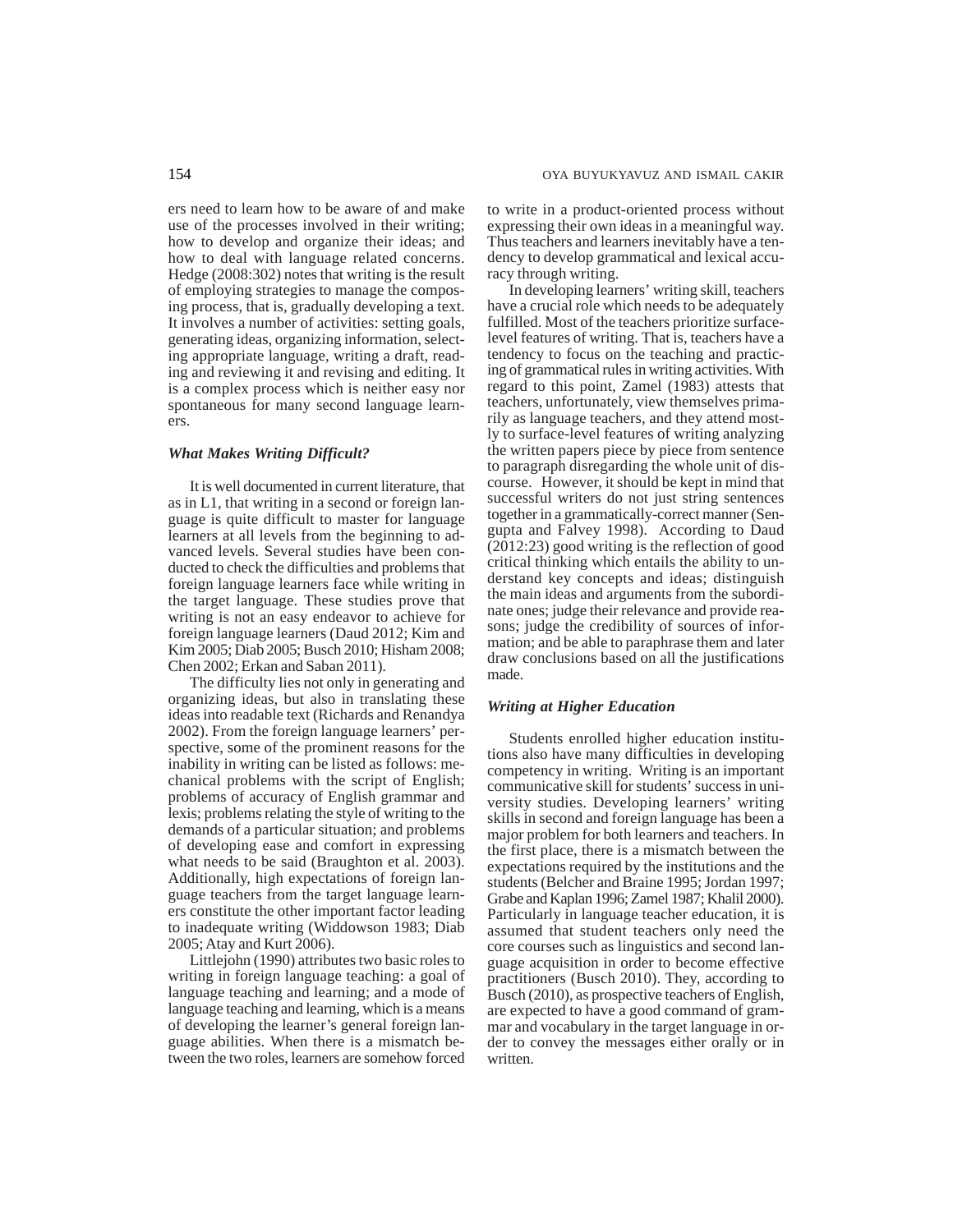ers need to learn how to be aware of and make use of the processes involved in their writing; how to develop and organize their ideas; and how to deal with language related concerns. Hedge (2008:302) notes that writing is the result of employing strategies to manage the composing process, that is, gradually developing a text. It involves a number of activities: setting goals, generating ideas, organizing information, selecting appropriate language, writing a draft, reading and reviewing it and revising and editing. It is a complex process which is neither easy nor spontaneous for many second language learners.

### *What Makes Writing Difficult?*

It is well documented in current literature, that as in L1, that writing in a second or foreign language is quite difficult to master for language learners at all levels from the beginning to advanced levels. Several studies have been conducted to check the difficulties and problems that foreign language learners face while writing in the target language. These studies prove that writing is not an easy endeavor to achieve for foreign language learners (Daud 2012; Kim and Kim 2005; Diab 2005; Busch 2010; Hisham 2008; Chen 2002; Erkan and Saban 2011).

The difficulty lies not only in generating and organizing ideas, but also in translating these ideas into readable text (Richards and Renandya 2002). From the foreign language learners' perspective, some of the prominent reasons for the inability in writing can be listed as follows: mechanical problems with the script of English; problems of accuracy of English grammar and lexis; problems relating the style of writing to the demands of a particular situation; and problems of developing ease and comfort in expressing what needs to be said (Braughton et al. 2003). Additionally, high expectations of foreign language teachers from the target language learners constitute the other important factor leading to inadequate writing (Widdowson 1983; Diab 2005; Atay and Kurt 2006).

Littlejohn (1990) attributes two basic roles to writing in foreign language teaching: a goal of language teaching and learning; and a mode of language teaching and learning, which is a means of developing the learner's general foreign language abilities. When there is a mismatch between the two roles, learners are somehow forced to write in a product-oriented process without expressing their own ideas in a meaningful way. Thus teachers and learners inevitably have a tendency to develop grammatical and lexical accuracy through writing.

In developing learners' writing skill, teachers have a crucial role which needs to be adequately fulfilled. Most of the teachers prioritize surface-level features of writing. That is, teachers have a tendency to focus on the teaching and practicing of grammatical rules in writing activities. With regard to this point, Zamel (1983) attests that teachers, unfortunately, view themselves primarily as language teachers, and they attend mostly to surface-level features of writing analyzing the written papers piece by piece from sentence to paragraph disregarding the whole unit of discourse. However, it should be kept in mind that successful writers do not just string sentences together in a grammatically-correct manner (Sengupta and Falvey 1998). According to Daud (2012:23) good writing is the reflection of good critical thinking which entails the ability to understand key concepts and ideas; distinguish the main ideas and arguments from the subordinate ones; judge their relevance and provide reasons; judge the credibility of sources of information; and be able to paraphrase them and later draw conclusions based on all the justifications made.

### *Writing at Higher Education*

Students enrolled higher education institutions also have many difficulties in developing competency in writing. Writing is an important communicative skill for students' success in university studies. Developing learners' writing skills in second and foreign language has been a major problem for both learners and teachers. In the first place, there is a mismatch between the expectations required by the institutions and the students (Belcher and Braine 1995; Jordan 1997; Grabe and Kaplan 1996; Zamel 1987; Khalil 2000). Particularly in language teacher education, it is assumed that student teachers only need the core courses such as linguistics and second language acquisition in order to become effective practitioners (Busch 2010). They, according to Busch (2010), as prospective teachers of English, are expected to have a good command of grammar and vocabulary in the target language in order to convey the messages either orally or in written.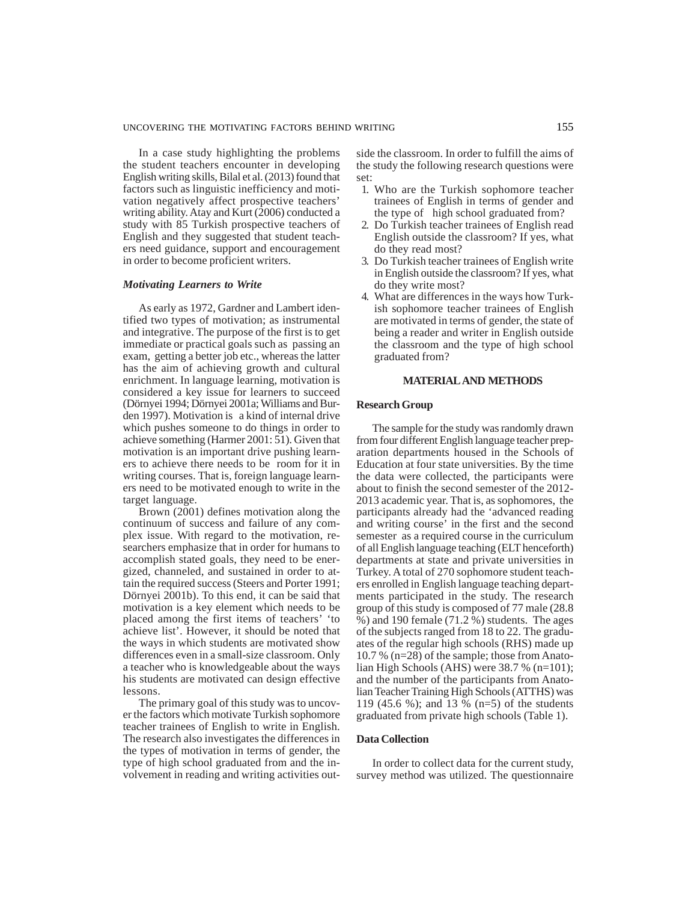In a case study highlighting the problems the student teachers encounter in developing English writing skills, Bilal et al. (2013) found that factors such as linguistic inefficiency and motivation negatively affect prospective teachers' writing ability. Atay and Kurt (2006) conducted a study with 85 Turkish prospective teachers of English and they suggested that student teachers need guidance, support and encouragement in order to become proficient writers.

### *Motivating Learners to Write*

As early as 1972, Gardner and Lambert identified two types of motivation; as instrumental and integrative. The purpose of the first is to get immediate or practical goals such as passing an exam, getting a better job etc., whereas the latter has the aim of achieving growth and cultural enrichment. In language learning, motivation is considered a key issue for learners to succeed (Dörnyei 1994; Dörnyei 2001a; Williams and Burden 1997). Motivation is a kind of internal drive which pushes someone to do things in order to achieve something (Harmer 2001: 51). Given that motivation is an important drive pushing learners to achieve there needs to be room for it in writing courses. That is, foreign language learners need to be motivated enough to write in the target language.

Brown (2001) defines motivation along the continuum of success and failure of any complex issue. With regard to the motivation, researchers emphasize that in order for humans to accomplish stated goals, they need to be energized, channeled, and sustained in order to attain the required success (Steers and Porter 1991; Dörnyei 2001b). To this end, it can be said that motivation is a key element which needs to be placed among the first items of teachers' 'to achieve list'. However, it should be noted that the ways in which students are motivated show differences even in a small-size classroom. Only a teacher who is knowledgeable about the ways his students are motivated can design effective lessons.

The primary goal of this study was to uncover the factors which motivate Turkish sophomore teacher trainees of English to write in English. The research also investigates the differences in the types of motivation in terms of gender, the type of high school graduated from and the involvement in reading and writing activities outside the classroom. In order to fulfill the aims of the study the following research questions were set:

1. Who are the Turkish sophomore teacher trainees of English in terms of gender and the type of high school graduated from?
2. Do Turkish teacher trainees of English read English outside the classroom? If yes, what do they read most?
3. Do Turkish teacher trainees of English write in English outside the classroom? If yes, what do they write most?
4. What are differences in the ways how Turkish sophomore teacher trainees of English are motivated in terms of gender, the state of being a reader and writer in English outside the classroom and the type of high school graduated from?

## MATERIAL AND METHODS

### Research Group

The sample for the study was randomly drawn from four different English language teacher preparation departments housed in the Schools of Education at four state universities. By the time the data were collected, the participants were about to finish the second semester of the 2012-2013 academic year. That is, as sophomores, the participants already had the 'advanced reading and writing course' in the first and the second semester as a required course in the curriculum of all English language teaching (ELT henceforth) departments at state and private universities in Turkey. A total of 270 sophomore student teachers enrolled in English language teaching departments participated in the study. The research group of this study is composed of 77 male (28.8 %) and 190 female (71.2 %) students. The ages of the subjects ranged from 18 to 22. The graduates of the regular high schools (RHS) made up 10.7 % (n=28) of the sample; those from Anatolian High Schools (AHS) were 38.7 % (n=101); and the number of the participants from Anatolian Teacher Training High Schools (ATTHS) was 119 (45.6 %); and 13 % (n=5) of the students graduated from private high schools (Table 1).

### Data Collection

In order to collect data for the current study, survey method was utilized. The questionnaire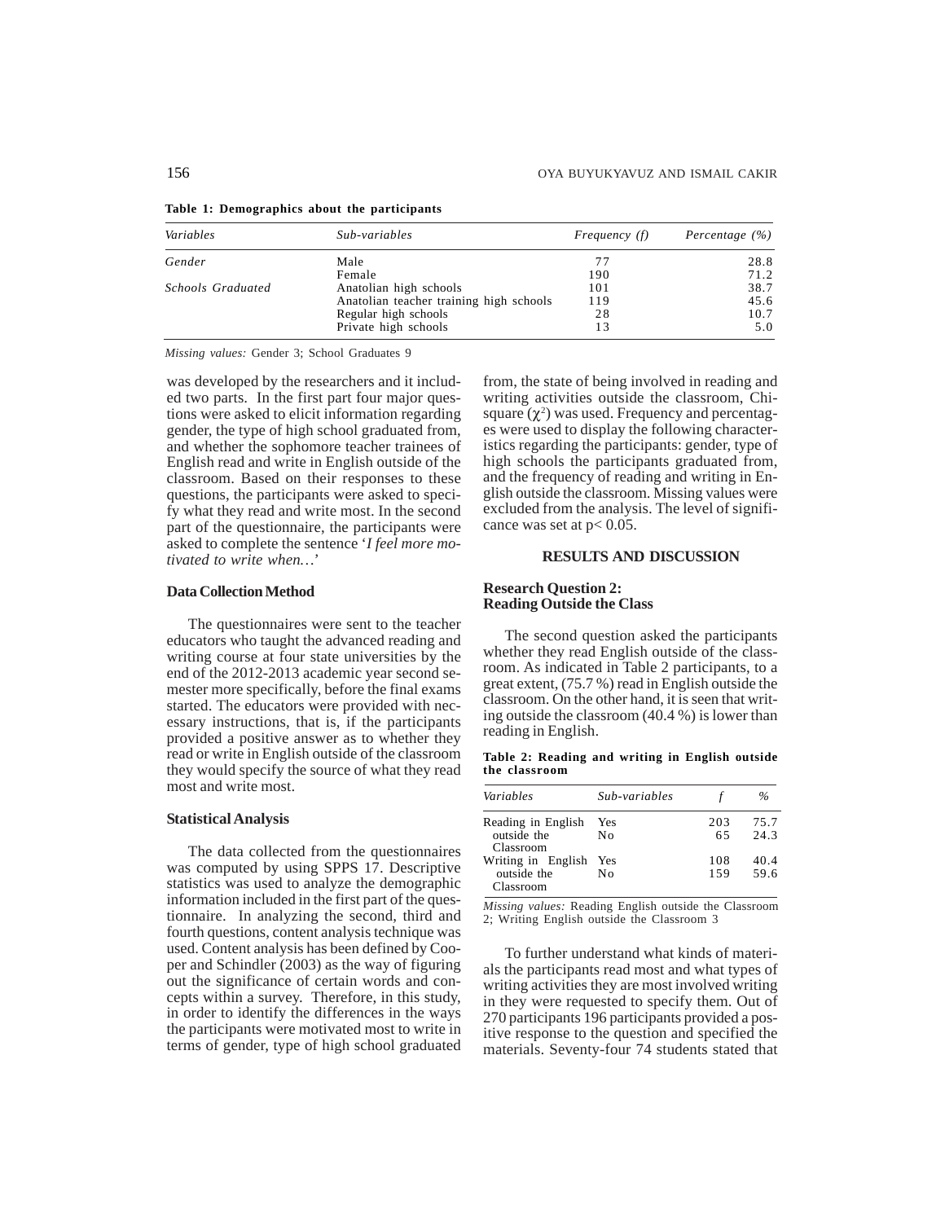**Table 1: Demographics about the participants**

| *Variables* | *Sub-variables* | *Frequency (f)* | *Percentage (%)* |
|---|---|---|---|
| *Gender* | Male | 77 | 28.8 |
| | Female | 190 | 71.2 |
| *Schools Graduated* | Anatolian high schools | 101 | 38.7 |
| | Anatolian teacher training high schools | 119 | 45.6 |
| | Regular high schools | 28 | 10.7 |
| | Private high schools | 13 | 5.0 |

*Missing values:* Gender 3; School Graduates 9

was developed by the researchers and it included two parts. In the first part four major questions were asked to elicit information regarding gender, the type of high school graduated from, and whether the sophomore teacher trainees of English read and write in English outside of the classroom. Based on their responses to these questions, the participants were asked to specify what they read and write most. In the second part of the questionnaire, the participants were asked to complete the sentence '*I feel more motivated to write when…*'

### Data Collection Method

The questionnaires were sent to the teacher educators who taught the advanced reading and writing course at four state universities by the end of the 2012-2013 academic year second semester more specifically, before the final exams started. The educators were provided with necessary instructions, that is, if the participants provided a positive answer as to whether they read or write in English outside of the classroom they would specify the source of what they read most and write most.

### Statistical Analysis

The data collected from the questionnaires was computed by using SPPS 17. Descriptive statistics was used to analyze the demographic information included in the first part of the questionnaire. In analyzing the second, third and fourth questions, content analysis technique was used. Content analysis has been defined by Cooper and Schindler (2003) as the way of figuring out the significance of certain words and concepts within a survey. Therefore, in this study, in order to identify the differences in the ways the participants were motivated most to write in terms of gender, type of high school graduated from, the state of being involved in reading and writing activities outside the classroom, Chi-square ($\chi^2$) was used. Frequency and percentages were used to display the following characteristics regarding the participants: gender, type of high schools the participants graduated from, and the frequency of reading and writing in English outside the classroom. Missing values were excluded from the analysis. The level of significance was set at $p< 0.05$.

## RESULTS AND DISCUSSION

### Research Question 2: Reading Outside the Class

The second question asked the participants whether they read English outside of the classroom. As indicated in Table 2 participants, to a great extent, (75.7 %) read in English outside the classroom. On the other hand, it is seen that writing outside the classroom (40.4 %) is lower than reading in English.

**Table 2: Reading and writing in English outside the classroom**

| *Variables* | *Sub-variables* | *f* | *%* |
|---|---|---|---|
| Reading in English outside the Classroom | Yes | 203 | 75.7 |
| | No | 65 | 24.3 |
| Writing in English outside the Classroom | Yes | 108 | 40.4 |
| | No | 159 | 59.6 |

*Missing values:* Reading English outside the Classroom 2; Writing English outside the Classroom 3

To further understand what kinds of materials the participants read most and what types of writing activities they are most involved writing in they were requested to specify them. Out of 270 participants 196 participants provided a positive response to the question and specified the materials. Seventy-four 74 students stated that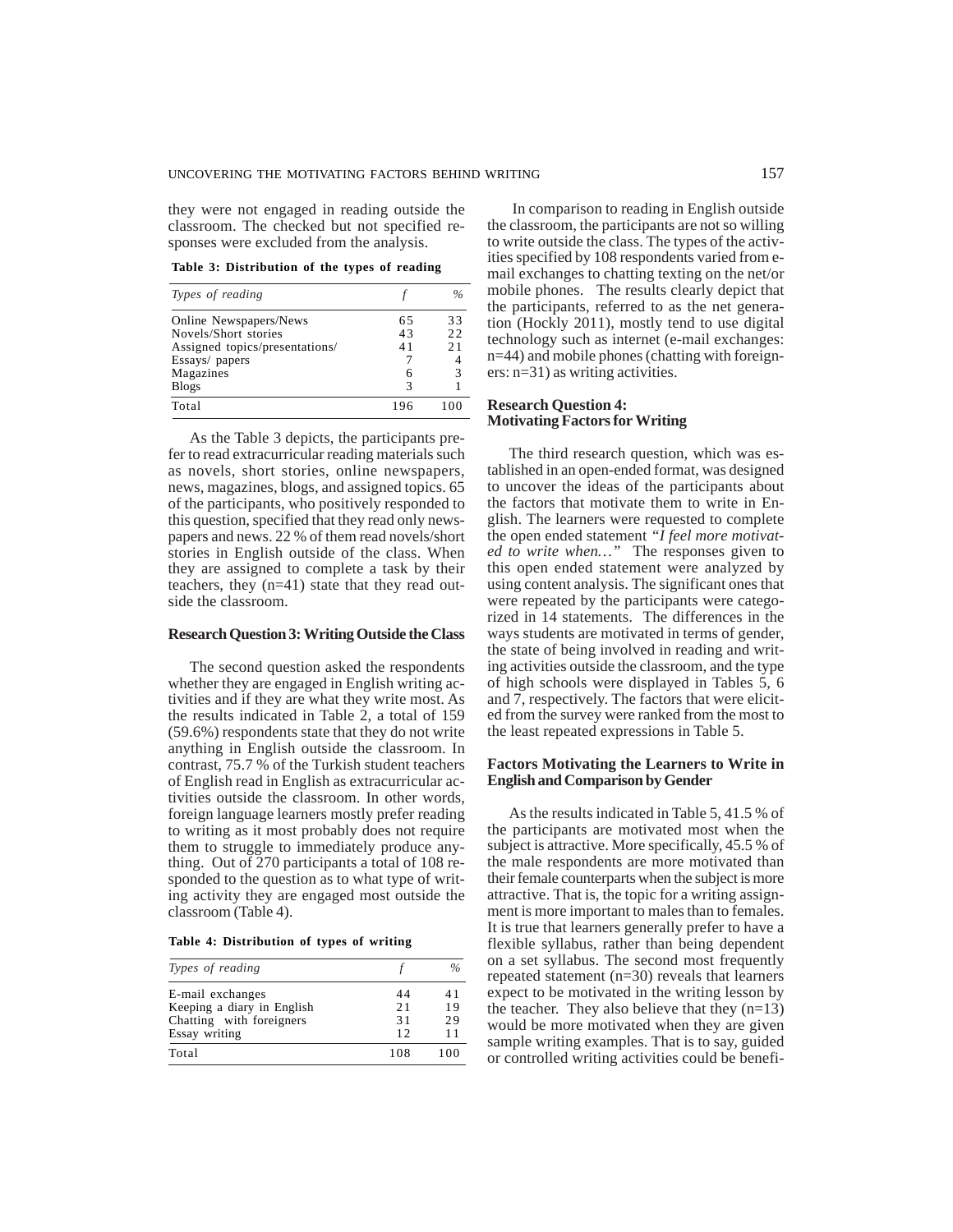they were not engaged in reading outside the classroom. The checked but not specified responses were excluded from the analysis.

**Table 3: Distribution of the types of reading**

| *Types of reading* | *f* | *%* |
|---|---|---|
| Online Newspapers/News | 65 | 33 |
| Novels/Short stories | 43 | 22 |
| Assigned topics/presentations/ | 41 | 21 |
| Essays/ papers | 7 | 4 |
| Magazines | 6 | 3 |
| Blogs | 3 | 1 |
| Total | 196 | 100 |

As the Table 3 depicts, the participants prefer to read extracurricular reading materials such as novels, short stories, online newspapers, news, magazines, blogs, and assigned topics. 65 of the participants, who positively responded to this question, specified that they read only newspapers and news. 22 % of them read novels/short stories in English outside of the class. When they are assigned to complete a task by their teachers, they (n=41) state that they read outside the classroom.

### Research Question 3: Writing Outside the Class

The second question asked the respondents whether they are engaged in English writing activities and if they are what they write most. As the results indicated in Table 2, a total of 159 (59.6%) respondents state that they do not write anything in English outside the classroom. In contrast, 75.7 % of the Turkish student teachers of English read in English as extracurricular activities outside the classroom. In other words, foreign language learners mostly prefer reading to writing as it most probably does not require them to struggle to immediately produce anything. Out of 270 participants a total of 108 responded to the question as to what type of writing activity they are engaged most outside the classroom (Table 4).

**Table 4: Distribution of types of writing**

| *Types of reading* | *f* | *%* |
|---|---|---|
| E-mail exchanges | 44 | 41 |
| Keeping a diary in English | 21 | 19 |
| Chatting with foreigners | 31 | 29 |
| Essay writing | 12 | 11 |
| Total | 108 | 100 |

In comparison to reading in English outside the classroom, the participants are not so willing to write outside the class. The types of the activities specified by 108 respondents varied from e-mail exchanges to chatting texting on the net/or mobile phones. The results clearly depict that the participants, referred to as the net generation (Hockly 2011), mostly tend to use digital technology such as internet (e-mail exchanges: n=44) and mobile phones (chatting with foreigners: n=31) as writing activities.

### Research Question 4: Motivating Factors for Writing

The third research question, which was established in an open-ended format, was designed to uncover the ideas of the participants about the factors that motivate them to write in English. The learners were requested to complete the open ended statement *"I feel more motivated to write when…"* The responses given to this open ended statement were analyzed by using content analysis. The significant ones that were repeated by the participants were categorized in 14 statements. The differences in the ways students are motivated in terms of gender, the state of being involved in reading and writing activities outside the classroom, and the type of high schools were displayed in Tables 5, 6 and 7, respectively. The factors that were elicited from the survey were ranked from the most to the least repeated expressions in Table 5.

### Factors Motivating the Learners to Write in English and Comparison by Gender

As the results indicated in Table 5, 41.5 % of the participants are motivated most when the subject is attractive. More specifically, 45.5 % of the male respondents are more motivated than their female counterparts when the subject is more attractive. That is, the topic for a writing assignment is more important to males than to females. It is true that learners generally prefer to have a flexible syllabus, rather than being dependent on a set syllabus. The second most frequently repeated statement (n=30) reveals that learners expect to be motivated in the writing lesson by the teacher. They also believe that they (n=13) would be more motivated when they are given sample writing examples. That is to say, guided or controlled writing activities could be benefi-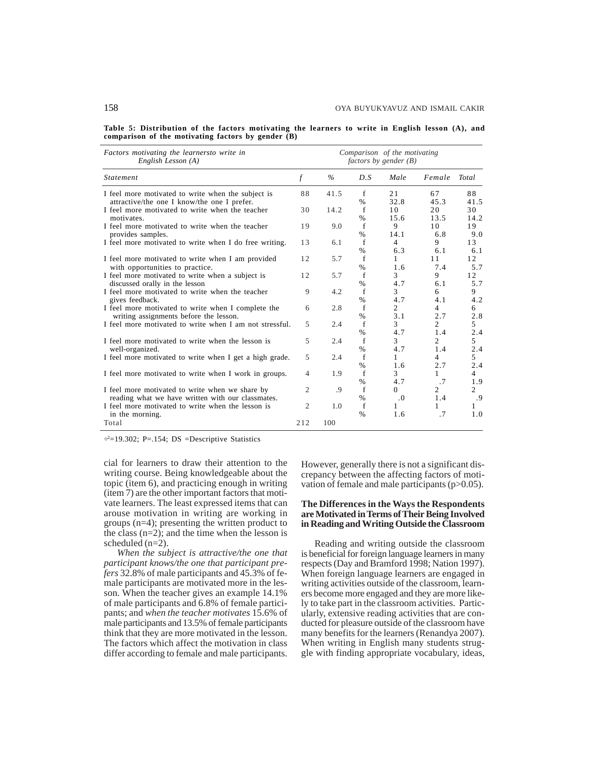**Table 5: Distribution of the factors motivating the learners to write in English lesson (A), and comparison of the motivating factors by gender (B)**

| *Factors motivating the learnersto write in English Lesson (A)* | | | *Comparison of the motivating factors by gender (B)* | | | |
|---|---|---|---|---|---|---|
| *Statement* | *f* | *%* | *D.S* | *Male* | *Female* | *Total* |
| I feel more motivated to write when the subject is attractive/the one I know/the one I prefer. | 88 | 41.5 | f | 21 | 67 | 88 |
| | | | % | 32.8 | 45.3 | 41.5 |
| I feel more motivated to write when the teacher motivates. | 30 | 14.2 | f | 10 | 20 | 30 |
| | | | % | 15.6 | 13.5 | 14.2 |
| I feel more motivated to write when the teacher provides samples. | 19 | 9.0 | f | 9 | 10 | 19 |
| | | | % | 14.1 | 6.8 | 9.0 |
| I feel more motivated to write when I do free writing. | 13 | 6.1 | f | 4 | 9 | 13 |
| | | | % | 6.3 | 6.1 | 6.1 |
| I feel more motivated to write when I am provided with opportunities to practice. | 12 | 5.7 | f | 1 | 11 | 12 |
| | | | % | 1.6 | 7.4 | 5.7 |
| I feel more motivated to write when a subject is discussed orally in the lesson | 12 | 5.7 | f | 3 | 9 | 12 |
| | | | % | 4.7 | 6.1 | 5.7 |
| I feel more motivated to write when the teacher gives feedback. | 9 | 4.2 | f | 3 | 6 | 9 |
| | | | % | 4.7 | 4.1 | 4.2 |
| I feel more motivated to write when I complete the writing assignments before the lesson. | 6 | 2.8 | f | 2 | 4 | 6 |
| | | | % | 3.1 | 2.7 | 2.8 |
| I feel more motivated to write when I am not stressful. | 5 | 2.4 | f | 3 | 2 | 5 |
| | | | % | 4.7 | 1.4 | 2.4 |
| I feel more motivated to write when the lesson is well-organized. | 5 | 2.4 | f | 3 | 2 | 5 |
| | | | % | 4.7 | 1.4 | 2.4 |
| I feel more motivated to write when I get a high grade. | 5 | 2.4 | f | 1 | 4 | 5 |
| | | | % | 1.6 | 2.7 | 2.4 |
| I feel more motivated to write when I work in groups. | 4 | 1.9 | f | 3 | 1 | 4 |
| | | | % | 4.7 | .7 | 1.9 |
| I feel more motivated to write when we share by reading what we have written with our classmates. | 2 | .9 | f | 0 | 2 | 2 |
| | | | % | .0 | 1.4 | .9 |
| I feel more motivated to write when the lesson is in the morning. | 2 | 1.0 | f | 1 | 1 | 1 |
| | | | % | 1.6 | .7 | 1.0 |
| Total | 212 | 100 | | | | |

$\chi^2$=19.302; P=.154; DS =Descriptive Statistics

cial for learners to draw their attention to the writing course. Being knowledgeable about the topic (item 6), and practicing enough in writing (item 7) are the other important factors that motivate learners. The least expressed items that can arouse motivation in writing are working in groups (n=4); presenting the written product to the class (n=2); and the time when the lesson is scheduled (n=2).

*When the subject is attractive/the one that participant knows/the one that participant prefers* 32.8% of male participants and 45.3% of female participants are motivated more in the lesson. When the teacher gives an example 14.1% of male participants and 6.8% of female participants; and *when the teacher motivates* 15.6% of male participants and 13.5% of female participants think that they are more motivated in the lesson. The factors which affect the motivation in class differ according to female and male participants. However, generally there is not a significant discrepancy between the affecting factors of motivation of female and male participants (p>0.05).

### The Differences in the Ways the Respondents are Motivated in Terms of Their Being Involved in Reading and Writing Outside the Classroom

Reading and writing outside the classroom is beneficial for foreign language learners in many respects (Day and Bramford 1998; Nation 1997). When foreign language learners are engaged in writing activities outside of the classroom, learners become more engaged and they are more likely to take part in the classroom activities. Particularly, extensive reading activities that are conducted for pleasure outside of the classroom have many benefits for the learners (Renandya 2007). When writing in English many students struggle with finding appropriate vocabulary, ideas,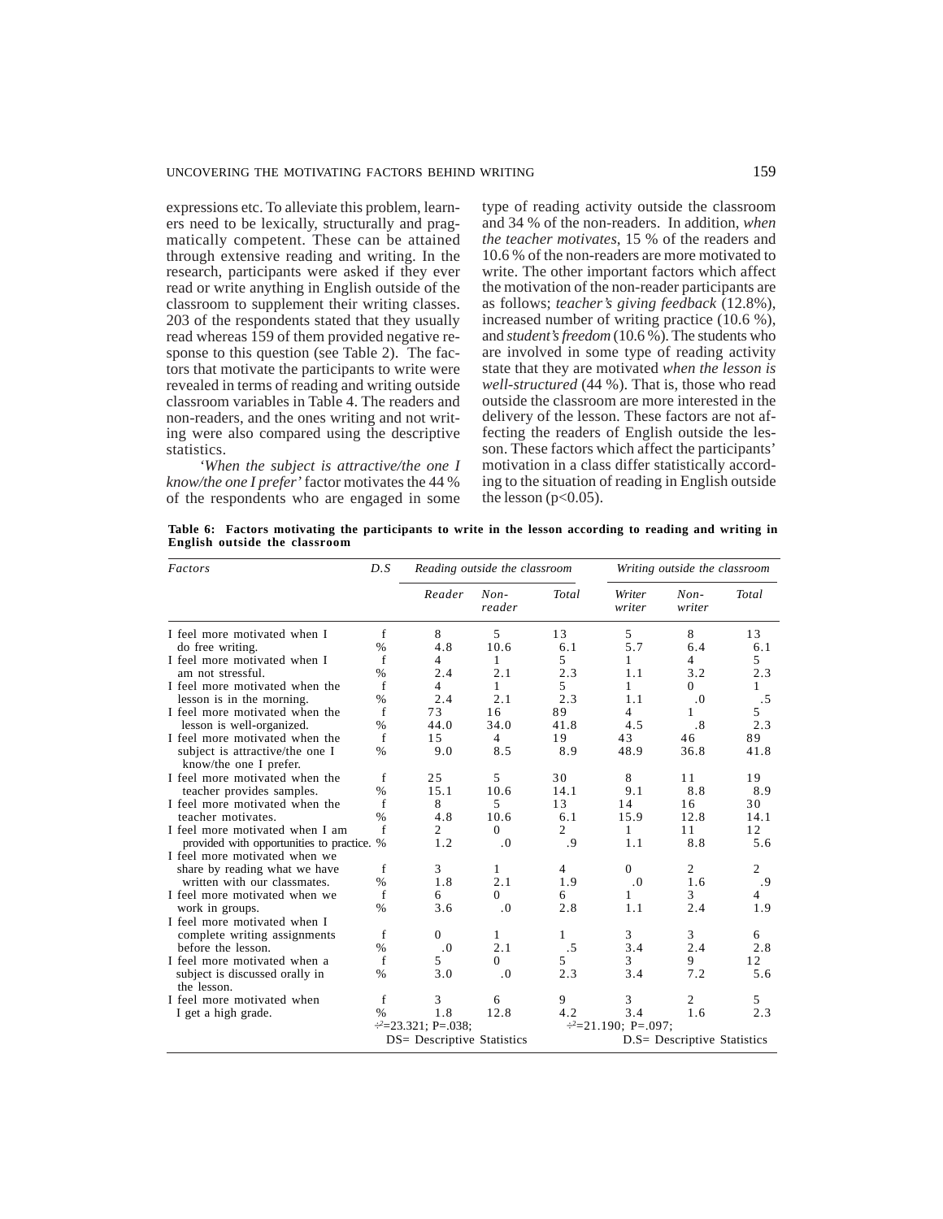expressions etc. To alleviate this problem, learners need to be lexically, structurally and pragmatically competent. These can be attained through extensive reading and writing. In the research, participants were asked if they ever read or write anything in English outside of the classroom to supplement their writing classes. 203 of the respondents stated that they usually read whereas 159 of them provided negative response to this question (see Table 2). The factors that motivate the participants to write were revealed in terms of reading and writing outside classroom variables in Table 4. The readers and non-readers, and the ones writing and not writing were also compared using the descriptive statistics.

*'When the subject is attractive/the one I know/the one I prefer'* factor motivates the 44 % of the respondents who are engaged in some type of reading activity outside the classroom and 34 % of the non-readers. In addition, *when the teacher motivates*, 15 % of the readers and 10.6 % of the non-readers are more motivated to write. The other important factors which affect the motivation of the non-reader participants are as follows; *teacher's giving feedback* (12.8%), increased number of writing practice (10.6 %), and *student's freedom* (10.6 %). The students who are involved in some type of reading activity state that they are motivated *when the lesson is well-structured* (44 %). That is, those who read outside the classroom are more interested in the delivery of the lesson. These factors are not affecting the readers of English outside the lesson. These factors which affect the participants' motivation in a class differ statistically according to the situation of reading in English outside the lesson ($p<0.05$).

**Table 6: Factors motivating the participants to write in the lesson according to reading and writing in English outside the classroom**

| *Factors* | *D.S* | *Reading outside the classroom* | | | *Writing outside the classroom* | | |
|---|---|---|---|---|---|---|---|
| | | *Reader* | *Non-reader* | *Total* | *Writer writer* | *Non-writer* | *Total* |
| I feel more motivated when I | f | 8 | 5 | 13 | 5 | 8 | 13 |
| do free writing. | % | 4.8 | 10.6 | 6.1 | 5.7 | 6.4 | 6.1 |
| I feel more motivated when I | f | 4 | 1 | 5 | 1 | 4 | 5 |
| am not stressful. | % | 2.4 | 2.1 | 2.3 | 1.1 | 3.2 | 2.3 |
| I feel more motivated when the | f | 4 | 1 | 5 | 1 | 0 | 1 |
| lesson is in the morning. | % | 2.4 | 2.1 | 2.3 | 1.1 | .0 | .5 |
| I feel more motivated when the | f | 73 | 16 | 89 | 4 | 1 | 5 |
| lesson is well-organized. | % | 44.0 | 34.0 | 41.8 | 4.5 | .8 | 2.3 |
| I feel more motivated when the | f | 15 | 4 | 19 | 43 | 46 | 89 |
| subject is attractive/the one I know/the one I prefer. | % | 9.0 | 8.5 | 8.9 | 48.9 | 36.8 | 41.8 |
| I feel more motivated when the | f | 25 | 5 | 30 | 8 | 11 | 19 |
| teacher provides samples. | % | 15.1 | 10.6 | 14.1 | 9.1 | 8.8 | 8.9 |
| I feel more motivated when the | f | 8 | 5 | 13 | 14 | 16 | 30 |
| teacher motivates. | % | 4.8 | 10.6 | 6.1 | 15.9 | 12.8 | 14.1 |
| I feel more motivated when I am | f | 2 | 0 | 2 | 1 | 11 | 12 |
| provided with opportunities to practice. | % | 1.2 | .0 | .9 | 1.1 | 8.8 | 5.6 |
| I feel more motivated when we | | | | | | | |
| share by reading what we have | f | 3 | 1 | 4 | 0 | 2 | 2 |
| written with our classmates. | % | 1.8 | 2.1 | 1.9 | .0 | 1.6 | .9 |
| I feel more motivated when we | f | 6 | 0 | 6 | 1 | 3 | 4 |
| work in groups. | % | 3.6 | .0 | 2.8 | 1.1 | 2.4 | 1.9 |
| I feel more motivated when I | | | | | | | |
| complete writing assignments | f | 0 | 1 | 1 | 3 | 3 | 6 |
| before the lesson. | % | .0 | 2.1 | .5 | 3.4 | 2.4 | 2.8 |
| I feel more motivated when a | f | 5 | 0 | 5 | 3 | 9 | 12 |
| subject is discussed orally in the lesson. | % | 3.0 | .0 | 2.3 | 3.4 | 7.2 | 5.6 |
| I feel more motivated when | f | 3 | 6 | 9 | 3 | 2 | 5 |
| I get a high grade. | % | 1.8 | 12.8 | 4.2 | 3.4 | 1.6 | 2.3 |
| | | $\chi^2$=23.321; P=.038; DS= Descriptive Statistics | | | $\chi^2$=21.190; P=.097; D.S= Descriptive Statistics | | |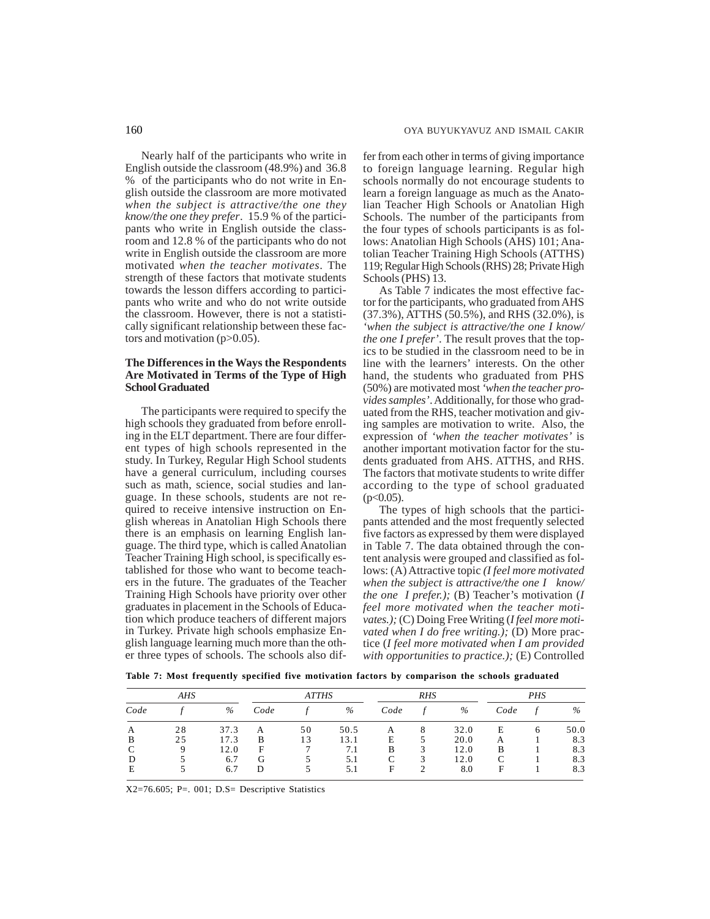Nearly half of the participants who write in English outside the classroom (48.9%) and 36.8 % of the participants who do not write in English outside the classroom are more motivated *when the subject is attractive/the one they know/the one they prefer*. 15.9 % of the participants who write in English outside the classroom and 12.8 % of the participants who do not write in English outside the classroom are more motivated *when the teacher motivates*. The strength of these factors that motivate students towards the lesson differs according to participants who write and who do not write outside the classroom. However, there is not a statistically significant relationship between these factors and motivation ($p>0.05$).

### The Differences in the Ways the Respondents Are Motivated in Terms of the Type of High School Graduated

The participants were required to specify the high schools they graduated from before enrolling in the ELT department. There are four different types of high schools represented in the study. In Turkey, Regular High School students have a general curriculum, including courses such as math, science, social studies and language. In these schools, students are not required to receive intensive instruction on English whereas in Anatolian High Schools there there is an emphasis on learning English language. The third type, which is called Anatolian Teacher Training High school, is specifically established for those who want to become teachers in the future. The graduates of the Teacher Training High Schools have priority over other graduates in placement in the Schools of Education which produce teachers of different majors in Turkey. Private high schools emphasize English language learning much more than the other three types of schools. The schools also differ from each other in terms of giving importance to foreign language learning. Regular high schools normally do not encourage students to learn a foreign language as much as the Anatolian Teacher High Schools or Anatolian High Schools. The number of the participants from the four types of schools participants is as follows: Anatolian High Schools (AHS) 101; Anatolian Teacher Training High Schools (ATTHS) 119; Regular High Schools (RHS) 28; Private High Schools (PHS) 13.

As Table 7 indicates the most effective factor for the participants, who graduated from AHS (37.3%), ATTHS (50.5%), and RHS (32.0%), is *'when the subject is attractive/the one I know/ the one I prefer'*. The result proves that the topics to be studied in the classroom need to be in line with the learners' interests. On the other hand, the students who graduated from PHS (50%) are motivated most *'when the teacher provides samples'*. Additionally, for those who graduated from the RHS, teacher motivation and giving samples are motivation to write. Also, the expression of *'when the teacher motivates'* is another important motivation factor for the students graduated from AHS. ATTHS, and RHS. The factors that motivate students to write differ according to the type of school graduated ($p<0.05$).

The types of high schools that the participants attended and the most frequently selected five factors as expressed by them were displayed in Table 7. The data obtained through the content analysis were grouped and classified as follows: (A) Attractive topic *(I feel more motivated when the subject is attractive/the one I know/ the one I prefer.);* (B) Teacher's motivation (*I feel more motivated when the teacher motivates.);* (C) Doing Free Writing (*I feel more motivated when I do free writing.);* (D) More practice (*I feel more motivated when I am provided with opportunities to practice.);* (E) Controlled

**Table 7: Most frequently specified five motivation factors by comparison the schools graduated**

| *AHS* | | | *ATTHS* | | | *RHS* | | | *PHS* | | |
|---|---|---|---|---|---|---|---|---|---|---|---|
| *Code* | *f* | *%* | *Code* | *f* | *%* | *Code* | *f* | *%* | *Code* | *f* | *%* |
| A | 28 | 37.3 | A | 50 | 50.5 | A | 8 | 32.0 | E | 6 | 50.0 |
| B | 25 | 17.3 | B | 13 | 13.1 | E | 5 | 20.0 | A | 1 | 8.3 |
| C | 9 | 12.0 | F | 7 | 7.1 | B | 3 | 12.0 | B | 1 | 8.3 |
| D | 5 | 6.7 | G | 5 | 5.1 | C | 3 | 12.0 | C | 1 | 8.3 |
| E | 5 | 6.7 | D | 5 | 5.1 | F | 2 | 8.0 | F | 1 | 8.3 |

X2=76.605; P=. 001; D.S= Descriptive Statistics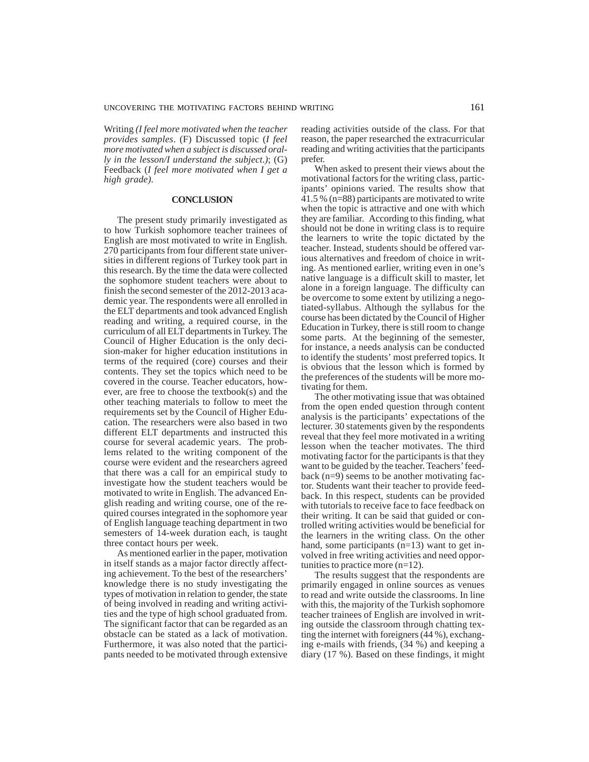Writing *(I feel more motivated when the teacher provides samples*. (F) Discussed topic (*I feel more motivated when a subject is discussed orally in the lesson/I understand the subject.)*; (G) Feedback (*I feel more motivated when I get a high grade).*

## CONCLUSION

The present study primarily investigated as to how Turkish sophomore teacher trainees of English are most motivated to write in English. 270 participants from four different state universities in different regions of Turkey took part in this research. By the time the data were collected the sophomore student teachers were about to finish the second semester of the 2012-2013 academic year. The respondents were all enrolled in the ELT departments and took advanced English reading and writing, a required course, in the curriculum of all ELT departments in Turkey. The Council of Higher Education is the only decision-maker for higher education institutions in terms of the required (core) courses and their contents. They set the topics which need to be covered in the course. Teacher educators, however, are free to choose the textbook(s) and the other teaching materials to follow to meet the requirements set by the Council of Higher Education. The researchers were also based in two different ELT departments and instructed this course for several academic years. The problems related to the writing component of the course were evident and the researchers agreed that there was a call for an empirical study to investigate how the student teachers would be motivated to write in English. The advanced English reading and writing course, one of the required courses integrated in the sophomore year of English language teaching department in two semesters of 14-week duration each, is taught three contact hours per week.

As mentioned earlier in the paper, motivation in itself stands as a major factor directly affecting achievement. To the best of the researchers' knowledge there is no study investigating the types of motivation in relation to gender, the state of being involved in reading and writing activities and the type of high school graduated from. The significant factor that can be regarded as an obstacle can be stated as a lack of motivation. Furthermore, it was also noted that the participants needed to be motivated through extensive reading activities outside of the class. For that reason, the paper researched the extracurricular reading and writing activities that the participants prefer.

When asked to present their views about the motivational factors for the writing class, participants' opinions varied. The results show that 41.5 % (n=88) participants are motivated to write when the topic is attractive and one with which they are familiar. According to this finding, what should not be done in writing class is to require the learners to write the topic dictated by the teacher. Instead, students should be offered various alternatives and freedom of choice in writing. As mentioned earlier, writing even in one's native language is a difficult skill to master, let alone in a foreign language. The difficulty can be overcome to some extent by utilizing a negotiated-syllabus. Although the syllabus for the course has been dictated by the Council of Higher Education in Turkey, there is still room to change some parts. At the beginning of the semester, for instance, a needs analysis can be conducted to identify the students' most preferred topics. It is obvious that the lesson which is formed by the preferences of the students will be more motivating for them.

The other motivating issue that was obtained from the open ended question through content analysis is the participants' expectations of the lecturer. 30 statements given by the respondents reveal that they feel more motivated in a writing lesson when the teacher motivates. The third motivating factor for the participants is that they want to be guided by the teacher. Teachers' feedback (n=9) seems to be another motivating factor. Students want their teacher to provide feedback. In this respect, students can be provided with tutorials to receive face to face feedback on their writing. It can be said that guided or controlled writing activities would be beneficial for the learners in the writing class. On the other hand, some participants (n=13) want to get involved in free writing activities and need opportunities to practice more (n=12).

The results suggest that the respondents are primarily engaged in online sources as venues to read and write outside the classrooms. In line with this, the majority of the Turkish sophomore teacher trainees of English are involved in writing outside the classroom through chatting texting the internet with foreigners (44 %), exchanging e-mails with friends, (34 %) and keeping a diary (17 %). Based on these findings, it might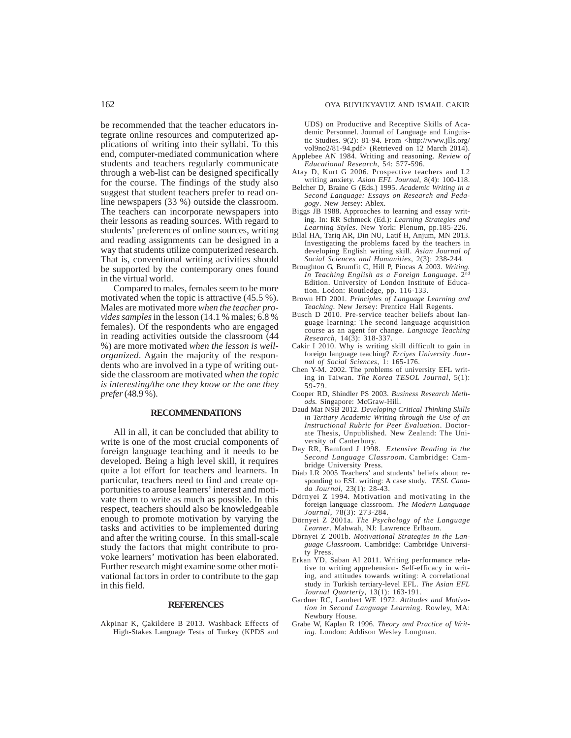be recommended that the teacher educators integrate online resources and computerized applications of writing into their syllabi. To this end, computer-mediated communication where students and teachers regularly communicate through a web-list can be designed specifically for the course. The findings of the study also suggest that student teachers prefer to read online newspapers (33 %) outside the classroom. The teachers can incorporate newspapers into their lessons as reading sources. With regard to students' preferences of online sources, writing and reading assignments can be designed in a way that students utilize computerized research. That is, conventional writing activities should be supported by the contemporary ones found in the virtual world.

Compared to males, females seem to be more motivated when the topic is attractive (45.5 %). Males are motivated more *when the teacher provides samples* in the lesson (14.1 % males; 6.8 % females). Of the respondents who are engaged in reading activities outside the classroom (44 %) are more motivated *when the lesson is well-organized*. Again the majority of the respondents who are involved in a type of writing outside the classroom are motivated *when the topic is interesting/the one they know or the one they prefer* (48.9 %).

## RECOMMENDATIONS

All in all, it can be concluded that ability to write is one of the most crucial components of foreign language teaching and it needs to be developed. Being a high level skill, it requires quite a lot effort for teachers and learners. In particular, teachers need to find and create opportunities to arouse learners' interest and motivate them to write as much as possible. In this respect, teachers should also be knowledgeable enough to promote motivation by varying the tasks and activities to be implemented during and after the writing course. In this small-scale study the factors that might contribute to provoke learners' motivation has been elaborated. Further research might examine some other motivational factors in order to contribute to the gap in this field.

## REFERENCES

Akpinar K, Çakildere B 2013. Washback Effects of High-Stakes Language Tests of Turkey (KPDS and UDS) on Productive and Receptive Skills of Academic Personnel. Journal of Language and Linguistic Studies. 9(2): 81-94. From <http://www.jlls.org/vol9no2/81-94.pdf> (Retrieved on 12 March 2014).

Applebee AN 1984. Writing and reasoning. *Review of Educational Research*, 54: 577-596.

Atay D, Kurt G 2006. Prospective teachers and L2 writing anxiety. *Asian EFL Journal*, 8(4): 100-118.

Belcher D, Braine G (Eds.) 1995. *Academic Writing in a Second Language: Essays on Research and Pedagogy*. New Jersey: Ablex.

Biggs JB 1988. Approaches to learning and essay writing. In: RR Schmeck (Ed.): *Learning Strategies and Learning Styles.* New York: Plenum, pp.185-226.

Bilal HA, Tariq AR, Din NU, Latif H, Anjum, MN 2013. Investigating the problems faced by the teachers in developing English writing skill. *Asian Journal of Social Sciences and Humanities*, 2(3): 238-244.

Broughton G, Brumfit C, Hill P, Pincas A 2003. *Writing. In Teaching English as a Foreign Language*. 2nd Edition. University of London Institute of Education. Lodon: Routledge, pp. 116-133.

Brown HD 2001. *Principles of Language Learning and Teaching.* New Jersey: Prentice Hall Regents.

Busch D 2010. Pre-service teacher beliefs about language learning: The second language acquisition course as an agent for change. *Language Teaching Research*, 14(3): 318-337.

Cakir I 2010. Why is writing skill difficult to gain in foreign language teaching? *Erciyes University Journal of Social Sciences*, 1: 165-176.

Chen Y-M. 2002. The problems of university EFL writing in Taiwan. *The Korea TESOL Journal*, 5(1): 59-79.

Cooper RD, Shindler PS 2003. *Business Research Methods.* Singapore: McGraw-Hill.

Daud Mat NSB 2012. *Developing Critical Thinking Skills in Tertiary Academic Writing through the Use of an Instructional Rubric for Peer Evaluation*. Doctorate Thesis, Unpublished. New Zealand: The University of Canterbury.

Day RR, Bamford J 1998. *Extensive Reading in the Second Language Classroom*. Cambridge: Cambridge University Press.

Diab LR 2005 Teachers' and students' beliefs about responding to ESL writing: A case study. *TESL Canada Journal*, 23(1): 28-43.

Dörnyei Z 1994. Motivation and motivating in the foreign language classroom. *The Modern Language Journal*, 78(3): 273-284.

Dörnyei Z 2001a. *The Psychology of the Language Learner*. Mahwah, NJ: Lawrence Erlbaum.

Dörnyei Z 2001b. *Motivational Strategies in the Language Classroom.* Cambridge: Cambridge University Press.

Erkan YD, Saban AI 2011. Writing performance relative to writing apprehension- Self-efficacy in writing, and attitudes towards writing: A correlational study in Turkish tertiary-level EFL. *The Asian EFL Journal Quarterly*, 13(1): 163-191.

Gardner RC, Lambert WE 1972. *Attitudes and Motivation in Second Language Learning*. Rowley, MA: Newbury House.

Grabe W, Kaplan R 1996. *Theory and Practice of Writing*. London: Addison Wesley Longman.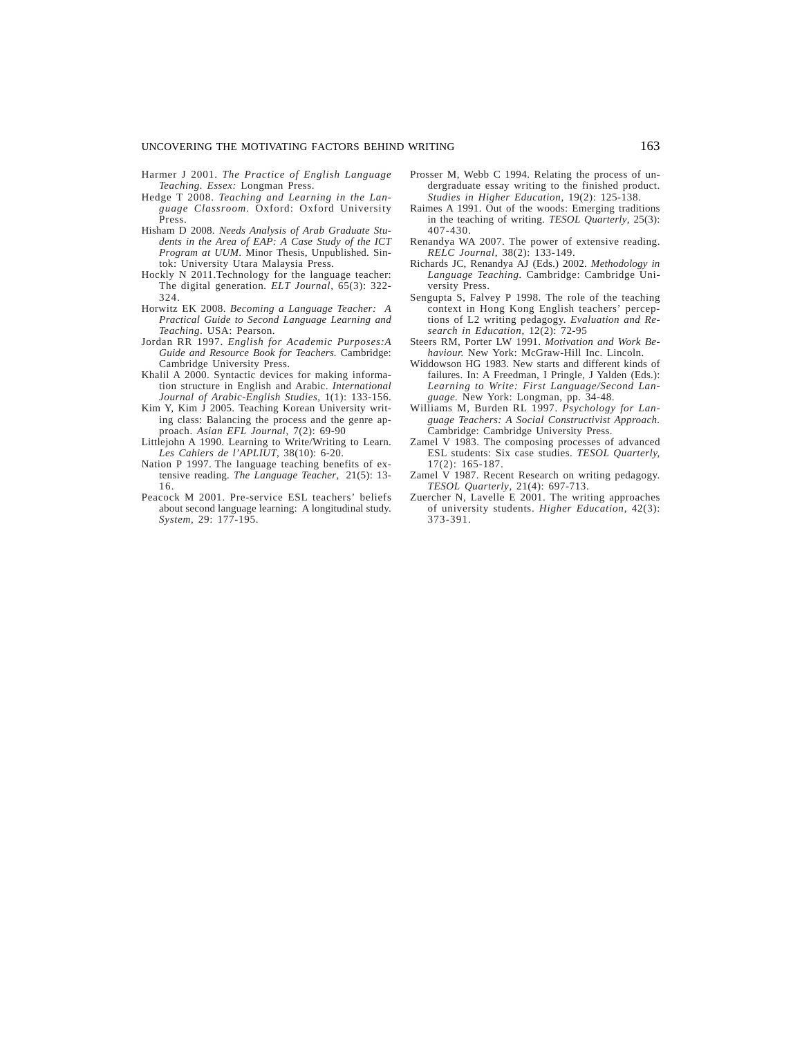Harmer J 2001. *The Practice of English Language Teaching. Essex:* Longman Press.

Hedge T 2008. *Teaching and Learning in the Language Classroom*. Oxford: Oxford University Press.

Hisham D 2008. *Needs Analysis of Arab Graduate Students in the Area of EAP: A Case Study of the ICT Program at UUM*. Minor Thesis, Unpublished. Sintok: University Utara Malaysia Press.

Hockly N 2011.Technology for the language teacher: The digital generation. *ELT Journal*, 65(3): 322-324.

Horwitz EK 2008. *Becoming a Language Teacher: A Practical Guide to Second Language Learning and Teaching*. USA: Pearson.

Jordan RR 1997. *English for Academic Purposes:A Guide and Resource Book for Teachers.* Cambridge: Cambridge University Press.

Khalil A 2000. Syntactic devices for making information structure in English and Arabic. *International Journal of Arabic-English Studies*, 1(1): 133-156.

Kim Y, Kim J 2005. Teaching Korean University writing class: Balancing the process and the genre approach. *Asian EFL Journal*, 7(2): 69-90

Littlejohn A 1990. Learning to Write/Writing to Learn. *Les Cahiers de l'APLIUT*, 38(10): 6-20.

Nation P 1997. The language teaching benefits of extensive reading. *The Language Teacher*, 21(5): 13-16.

Peacock M 2001. Pre-service ESL teachers' beliefs about second language learning: A longitudinal study. *System*, 29: 177-195.

Prosser M, Webb C 1994. Relating the process of undergraduate essay writing to the finished product. *Studies in Higher Education*, 19(2): 125-138.

Raimes A 1991. Out of the woods: Emerging traditions in the teaching of writing. *TESOL Quarterly*, 25(3): 407-430.

Renandya WA 2007. The power of extensive reading. *RELC Journal*, 38(2): 133-149.

Richards JC, Renandya AJ (Eds.) 2002. *Methodology in Language Teaching*. Cambridge: Cambridge University Press.

Sengupta S, Falvey P 1998. The role of the teaching context in Hong Kong English teachers' perceptions of L2 writing pedagogy. *Evaluation and Research in Education*, 12(2): 72-95

Steers RM, Porter LW 1991. *Motivation and Work Behaviour.* New York: McGraw-Hill Inc. Lincoln.

Widdowson HG 1983. New starts and different kinds of failures. In: A Freedman, I Pringle, J Yalden (Eds.): *Learning to Write: First Language/Second Language.* New York: Longman, pp. 34-48.

Williams M, Burden RL 1997. *Psychology for Language Teachers: A Social Constructivist Approach.* Cambridge: Cambridge University Press.

Zamel V 1983. The composing processes of advanced ESL students: Six case studies. *TESOL Quarterly*, 17(2): 165-187.

Zamel V 1987. Recent Research on writing pedagogy. *TESOL Quarterly*, 21(4): 697-713.

Zuercher N, Lavelle E 2001. The writing approaches of university students. *Higher Education*, 42(3): 373-391.